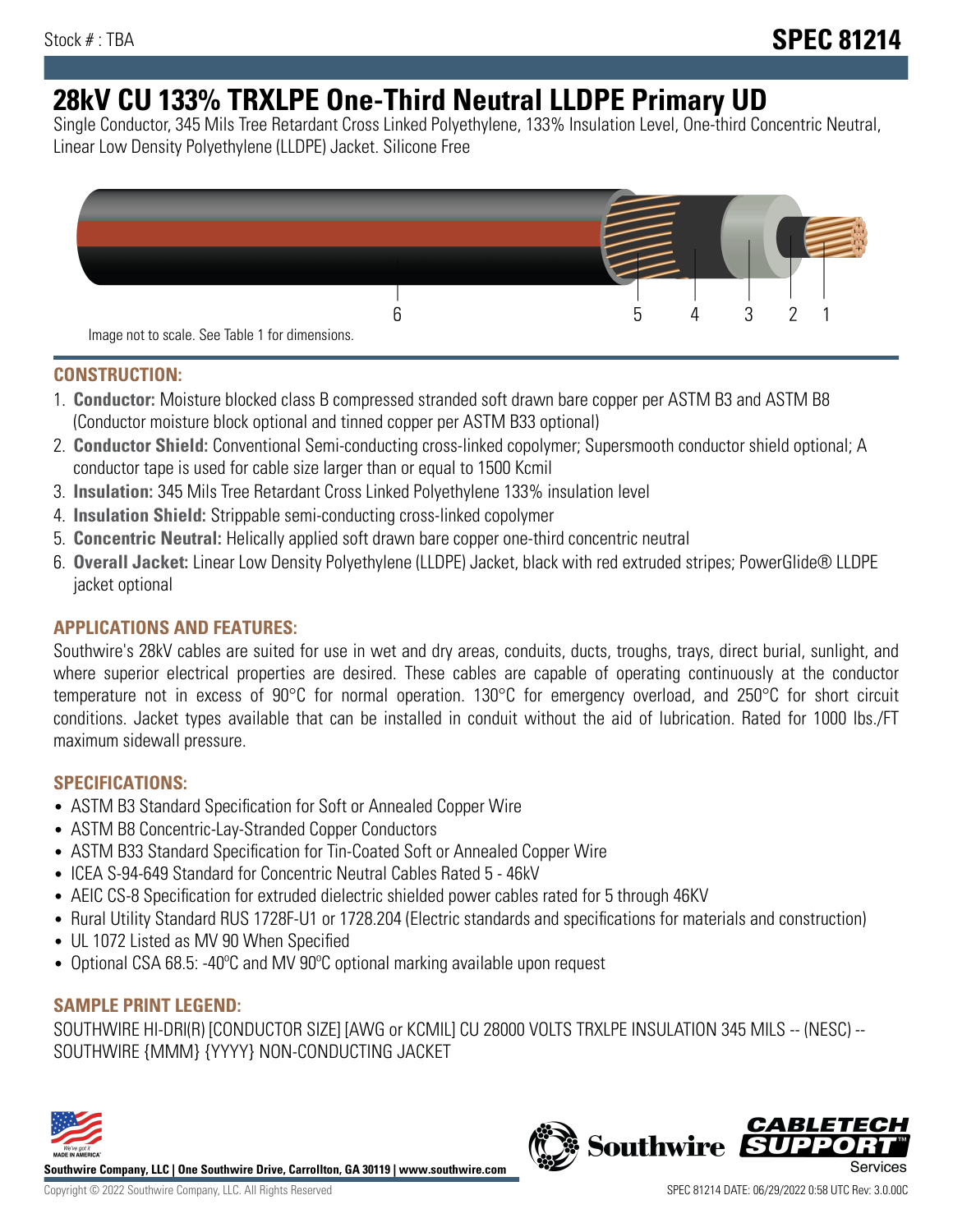Stock # : TBA

# SPEC 81214

# 28kV CU 133% TRXLPE One-Third Neutral LLDPE Primary UD

Single Conductor, 345 Mils Tree Retardant Cross Linked Polyethylene, 133% Insulation Level, One-third Concentric Neutral, Linear Low Density Polyethylene (LLDPE) Jacket. Silicone Free

6 5 4 3 2 1

Image not to scale. See Table 1 for dimensions.

## CONSTRUCTION:

1. **Conductor:** Moisture blocked class B compressed stranded soft drawn bare copper per ASTM B3 and ASTM B8 (Conductor moisture block optional and tinned copper per ASTM B33 optional)
2. **Conductor Shield:** Conventional Semi-conducting cross-linked copolymer; Supersmooth conductor shield optional; A conductor tape is used for cable size larger than or equal to 1500 Kcmil
3. **Insulation:** 345 Mils Tree Retardant Cross Linked Polyethylene 133% insulation level
4. **Insulation Shield:** Strippable semi-conducting cross-linked copolymer
5. **Concentric Neutral:** Helically applied soft drawn bare copper one-third concentric neutral
6. **Overall Jacket:** Linear Low Density Polyethylene (LLDPE) Jacket, black with red extruded stripes; PowerGlide® LLDPE jacket optional

## APPLICATIONS AND FEATURES:

Southwire's 28kV cables are suited for use in wet and dry areas, conduits, ducts, troughs, trays, direct burial, sunlight, and where superior electrical properties are desired. These cables are capable of operating continuously at the conductor temperature not in excess of 90°C for normal operation. 130°C for emergency overload, and 250°C for short circuit conditions. Jacket types available that can be installed in conduit without the aid of lubrication. Rated for 1000 lbs./FT maximum sidewall pressure.

## SPECIFICATIONS:

- ASTM B3 Standard Specification for Soft or Annealed Copper Wire
- ASTM B8 Concentric-Lay-Stranded Copper Conductors
- ASTM B33 Standard Specification for Tin-Coated Soft or Annealed Copper Wire
- ICEA S-94-649 Standard for Concentric Neutral Cables Rated 5 - 46kV
- AEIC CS-8 Specification for extruded dielectric shielded power cables rated for 5 through 46KV
- Rural Utility Standard RUS 1728F-U1 or 1728.204 (Electric standards and specifications for materials and construction)
- UL 1072 Listed as MV 90 When Specified
- Optional CSA 68.5: -40ºC and MV 90ºC optional marking available upon request

## SAMPLE PRINT LEGEND:

SOUTHWIRE HI-DRI(R) [CONDUCTOR SIZE] [AWG or KCMIL] CU 28000 VOLTS TRXLPE INSULATION 345 MILS -- (NESC) -- SOUTHWIRE {MMM} {YYYY} NON-CONDUCTING JACKET

**Southwire Company, LLC | One Southwire Drive, Carrollton, GA 30119 | www.southwire.com**

Copyright © 2022 Southwire Company, LLC. All Rights Reserved

SPEC 81214 DATE: 06/29/2022 0:58 UTC Rev: 3.0.00C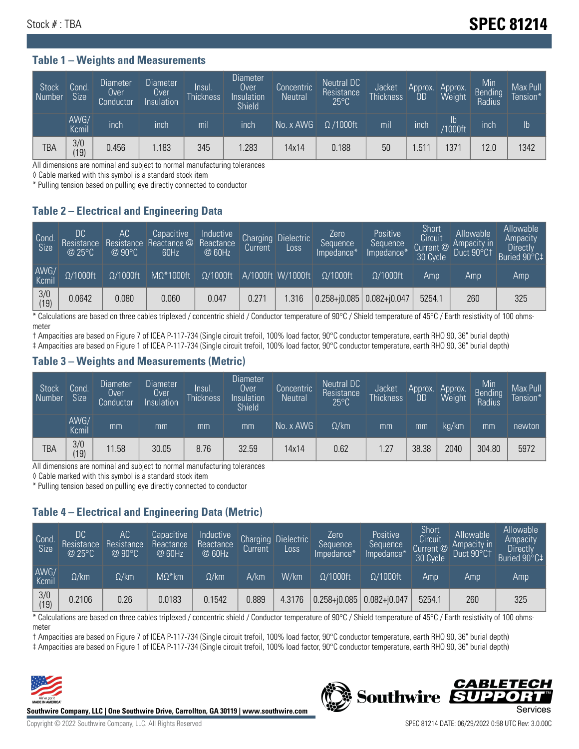Stock # : TBA

# SPEC 81214

## Table 1 – Weights and Measurements

| Stock Number | Cond. Size | Diameter Over Conductor | Diameter Over Insulation | Insul. Thickness | Diameter Over Insulation Shield | Concentric Neutral | Neutral DC Resistance 25°C | Jacket Thickness | Approx. OD | Approx. Weight | Min Bending Radius | Max Pull Tension* |
|---|---|---|---|---|---|---|---|---|---|---|---|---|
| | AWG/ Kcmil | inch | inch | mil | inch | No. x AWG | Ω /1000ft | mil | inch | lb /1000ft | inch | lb |
| TBA | 3/0 (19) | 0.456 | 1.183 | 345 | 1.283 | 14x14 | 0.188 | 50 | 1.511 | 1371 | 12.0 | 1342 |

All dimensions are nominal and subject to normal manufacturing tolerances

◊ Cable marked with this symbol is a standard stock item

* Pulling tension based on pulling eye directly connected to conductor

## Table 2 – Electrical and Engineering Data

| Cond. Size | DC Resistance @ 25°C | AC Resistance @ 90°C | Capacitive Reactance @ 60Hz | Inductive Reactance @ 60Hz | Charging Current | Dielectric Loss | Zero Sequence Impedance* | Positive Sequence Impedance* | Short Circuit Current @ 30 Cycle | Allowable Ampacity in Duct 90°C† | Allowable Ampacity Directly Buried 90°C‡ |
|---|---|---|---|---|---|---|---|---|---|---|---|
| AWG/ Kcmil | Ω/1000ft | Ω/1000ft | MΩ*1000ft | Ω/1000ft | A/1000ft | W/1000ft | Ω/1000ft | Ω/1000ft | Amp | Amp | Amp |
| 3/0 (19) | 0.0642 | 0.080 | 0.060 | 0.047 | 0.271 | 1.316 | 0.258+j0.085 | 0.082+j0.047 | 5254.1 | 260 | 325 |

* Calculations are based on three cables triplexed / concentric shield / Conductor temperature of 90°C / Shield temperature of 45°C / Earth resistivity of 100 ohms-meter

† Ampacities are based on Figure 7 of ICEA P-117-734 (Single circuit trefoil, 100% load factor, 90°C conductor temperature, earth RHO 90, 36" burial depth)

‡ Ampacities are based on Figure 1 of ICEA P-117-734 (Single circuit trefoil, 100% load factor, 90°C conductor temperature, earth RHO 90, 36" burial depth)

## Table 3 – Weights and Measurements (Metric)

| Stock Number | Cond. Size | Diameter Over Conductor | Diameter Over Insulation | Insul. Thickness | Diameter Over Insulation Shield | Concentric Neutral | Neutral DC Resistance 25°C | Jacket Thickness | Approx. OD | Approx. Weight | Min Bending Radius | Max Pull Tension* |
|---|---|---|---|---|---|---|---|---|---|---|---|---|
| | AWG/ Kcmil | mm | mm | mm | mm | No. x AWG | Ω/km | mm | mm | kg/km | mm | newton |
| TBA | 3/0 (19) | 11.58 | 30.05 | 8.76 | 32.59 | 14x14 | 0.62 | 1.27 | 38.38 | 2040 | 304.80 | 5972 |

All dimensions are nominal and subject to normal manufacturing tolerances

◊ Cable marked with this symbol is a standard stock item

* Pulling tension based on pulling eye directly connected to conductor

## Table 4 – Electrical and Engineering Data (Metric)

| Cond. Size | DC Resistance @ 25°C | AC Resistance @ 90°C | Capacitive Reactance @ 60Hz | Inductive Reactance @ 60Hz | Charging Current | Dielectric Loss | Zero Sequence Impedance* | Positive Sequence Impedance* | Short Circuit Current @ 30 Cycle | Allowable Ampacity in Duct 90°C† | Allowable Ampacity Directly Buried 90°C‡ |
|---|---|---|---|---|---|---|---|---|---|---|---|
| AWG/ Kcmil | Ω/km | Ω/km | MΩ*km | Ω/km | A/km | W/km | Ω/1000ft | Ω/1000ft | Amp | Amp | Amp |
| 3/0 (19) | 0.2106 | 0.26 | 0.0183 | 0.1542 | 0.889 | 4.3176 | 0.258+j0.085 | 0.082+j0.047 | 5254.1 | 260 | 325 |

* Calculations are based on three cables triplexed / concentric shield / Conductor temperature of 90°C / Shield temperature of 45°C / Earth resistivity of 100 ohms-meter

† Ampacities are based on Figure 7 of ICEA P-117-734 (Single circuit trefoil, 100% load factor, 90°C conductor temperature, earth RHO 90, 36" burial depth)

‡ Ampacities are based on Figure 1 of ICEA P-117-734 (Single circuit trefoil, 100% load factor, 90°C conductor temperature, earth RHO 90, 36" burial depth)

**Southwire Company, LLC | One Southwire Drive, Carrollton, GA 30119 | www.southwire.com**

Copyright © 2022 Southwire Company, LLC. All Rights Reserved

SPEC 81214 DATE: 06/29/2022 0:58 UTC Rev: 3.0.00C